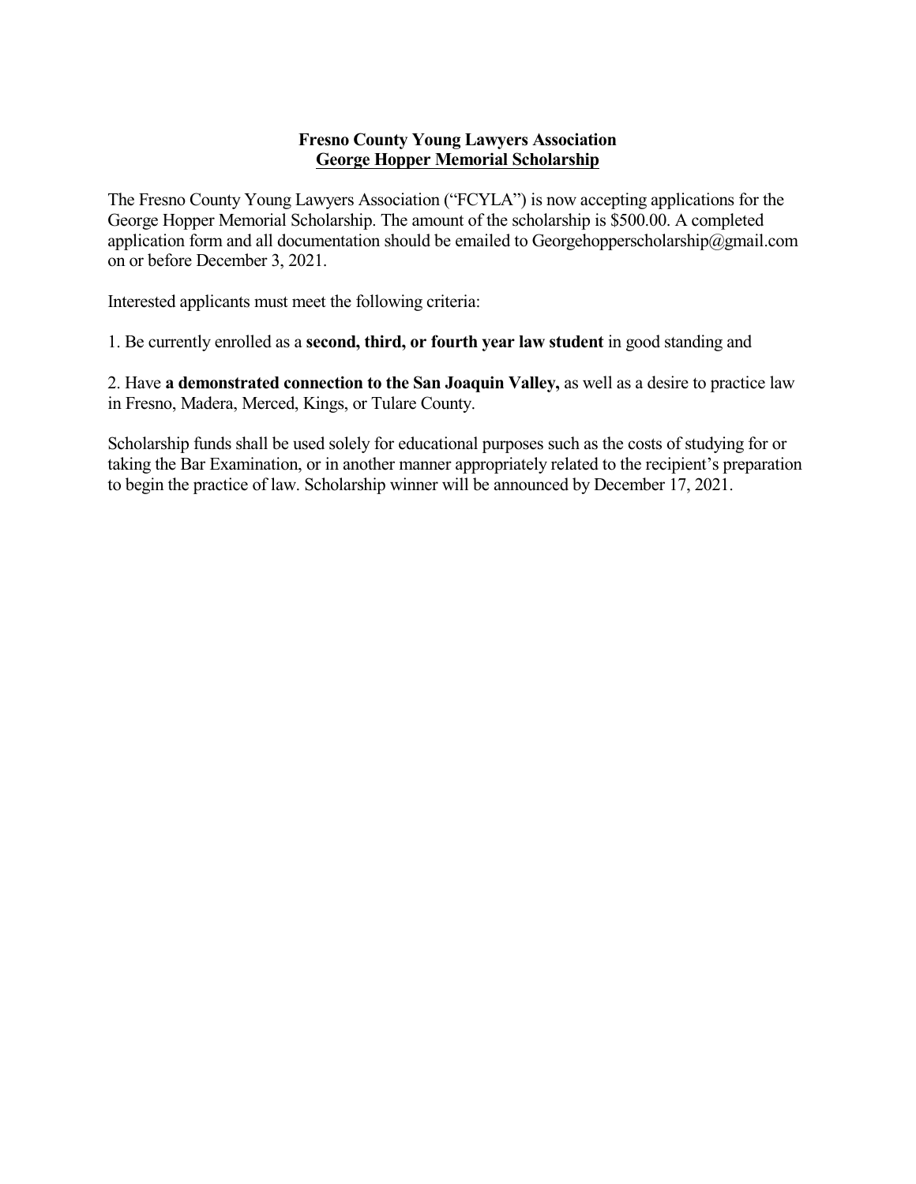**Fresno County Young Lawyers Association**
**George Hopper Memorial Scholarship**

The Fresno County Young Lawyers Association ("FCYLA") is now accepting applications for the George Hopper Memorial Scholarship. The amount of the scholarship is $500.00. A completed application form and all documentation should be emailed to Georgehopperscholarship@gmail.com on or before December 3, 2021.

Interested applicants must meet the following criteria:

1. Be currently enrolled as a **second, third, or fourth year law student** in good standing and

2. Have **a demonstrated connection to the San Joaquin Valley,** as well as a desire to practice law in Fresno, Madera, Merced, Kings, or Tulare County.

Scholarship funds shall be used solely for educational purposes such as the costs of studying for or taking the Bar Examination, or in another manner appropriately related to the recipient's preparation to begin the practice of law. Scholarship winner will be announced by December 17, 2021.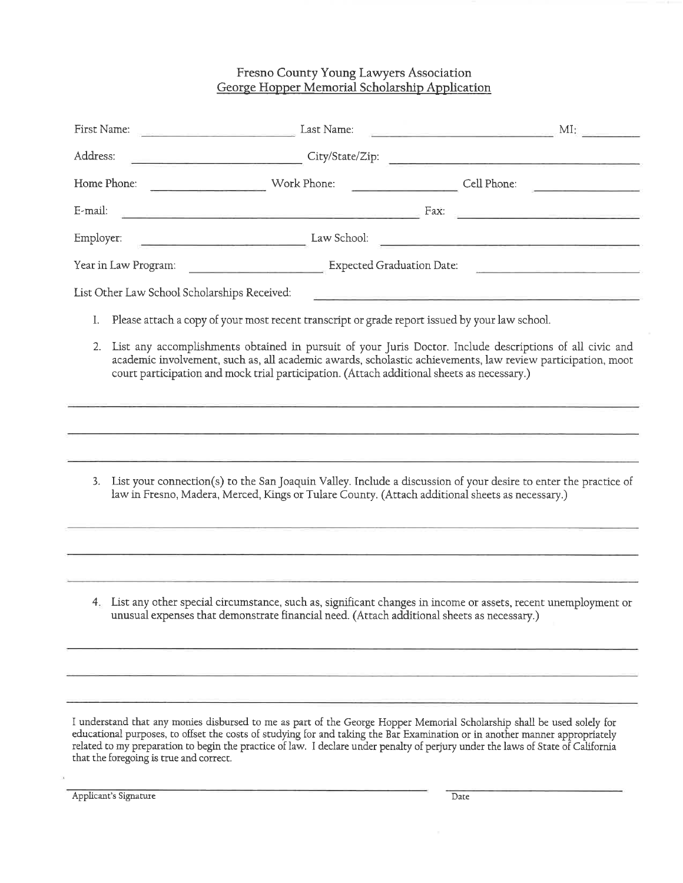# Fresno County Young Lawyers Association
## George Hopper Memorial Scholarship Application

First Name: ______________________ Last Name: ______________________ MI: ________

Address: ______________________ City/State/Zip: ______________________

Home Phone: ______________ Work Phone: ______________ Cell Phone: ______________

E-mail: ______________________ Fax: ______________________

Employer: ______________________ Law School: ______________________

Year in Law Program: ______________________ Expected Graduation Date: ______________________

List Other Law School Scholarships Received: ______________________

1. Please attach a copy of your most recent transcript or grade report issued by your law school.

2. List any accomplishments obtained in pursuit of your Juris Doctor. Include descriptions of all civic and academic involvement, such as, all academic awards, scholastic achievements, law review participation, moot court participation and mock trial participation. (Attach additional sheets as necessary.)

______________________________________________________________________

______________________________________________________________________

______________________________________________________________________

3. List your connection(s) to the San Joaquin Valley. Include a discussion of your desire to enter the practice of law in Fresno, Madera, Merced, Kings or Tulare County. (Attach additional sheets as necessary.)

______________________________________________________________________

______________________________________________________________________

______________________________________________________________________

4. List any other special circumstance, such as, significant changes in income or assets, recent unemployment or unusual expenses that demonstrate financial need. (Attach additional sheets as necessary.)

______________________________________________________________________

______________________________________________________________________

______________________________________________________________________

I understand that any monies disbursed to me as part of the George Hopper Memorial Scholarship shall be used solely for educational purposes, to offset the costs of studying for and taking the Bar Examination or in another manner appropriately related to my preparation to begin the practice of law. I declare under penalty of perjury under the laws of State of California that the foregoing is true and correct.

______________________________________ ______________________

Applicant's Signature Date